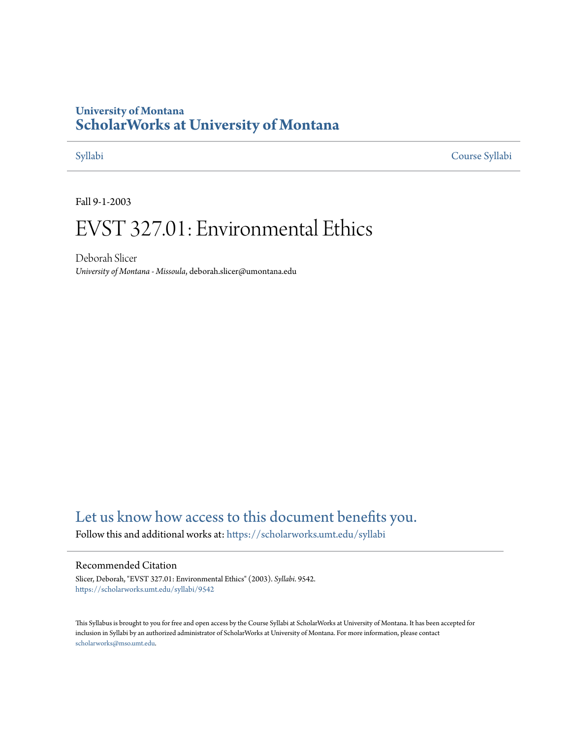University of Montana
# ScholarWorks at University of Montana

Syllabi | Course Syllabi

Fall 9-1-2003

# EVST 327.01: Environmental Ethics

Deborah Slicer
*University of Montana - Missoula*, deborah.slicer@umontana.edu

Let us know how access to this document benefits you.

Follow this and additional works at: https://scholarworks.umt.edu/syllabi

## Recommended Citation

Slicer, Deborah, "EVST 327.01: Environmental Ethics" (2003). *Syllabi*. 9542.
https://scholarworks.umt.edu/syllabi/9542

This Syllabus is brought to you for free and open access by the Course Syllabi at ScholarWorks at University of Montana. It has been accepted for inclusion in Syllabi by an authorized administrator of ScholarWorks at University of Montana. For more information, please contact scholarworks@mso.umt.edu.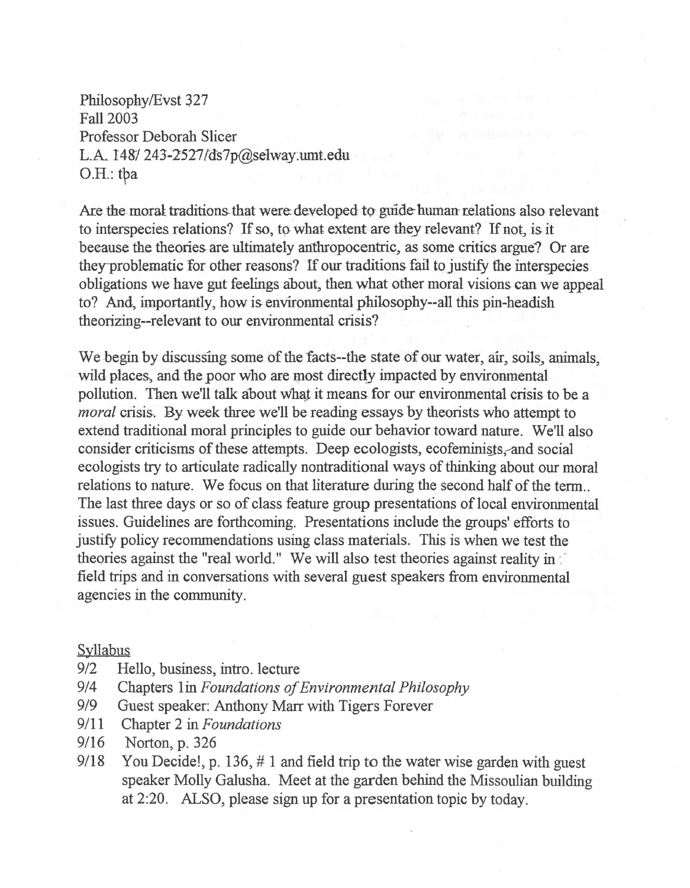Philosophy/Evst 327
Fall 2003
Professor Deborah Slicer
L.A. 148/ 243-2527/ds7p@selway.umt.edu
O.H.: tba

Are the moral traditions that were developed to guide human relations also relevant to interspecies relations? If so, to what extent are they relevant? If not, is it because the theories are ultimately anthropocentric, as some critics argue? Or are they problematic for other reasons? If our traditions fail to justify the interspecies obligations we have gut feelings about, then what other moral visions can we appeal to? And, importantly, how is environmental philosophy--all this pin-headish theorizing--relevant to our environmental crisis?

We begin by discussing some of the facts--the state of our water, air, soils, animals, wild places, and the poor who are most directly impacted by environmental pollution. Then we'll talk about what it means for our environmental crisis to be a *moral* crisis. By week three we'll be reading essays by theorists who attempt to extend traditional moral principles to guide our behavior toward nature. We'll also consider criticisms of these attempts. Deep ecologists, ecofeminists, and social ecologists try to articulate radically nontraditional ways of thinking about our moral relations to nature. We focus on that literature during the second half of the term.. The last three days or so of class feature group presentations of local environmental issues. Guidelines are forthcoming. Presentations include the groups' efforts to justify policy recommendations using class materials. This is when we test the theories against the "real world." We will also test theories against reality in field trips and in conversations with several guest speakers from environmental agencies in the community.

Syllabus

- 9/2 Hello, business, intro. lecture
- 9/4 Chapters 1in *Foundations of Environmental Philosophy*
- 9/9 Guest speaker: Anthony Marr with Tigers Forever
- 9/11 Chapter 2 in *Foundations*
- 9/16 Norton, p. 326
- 9/18 You Decide!, p. 136, # 1 and field trip to the water wise garden with guest speaker Molly Galusha. Meet at the garden behind the Missoulian building at 2:20. ALSO, please sign up for a presentation topic by today.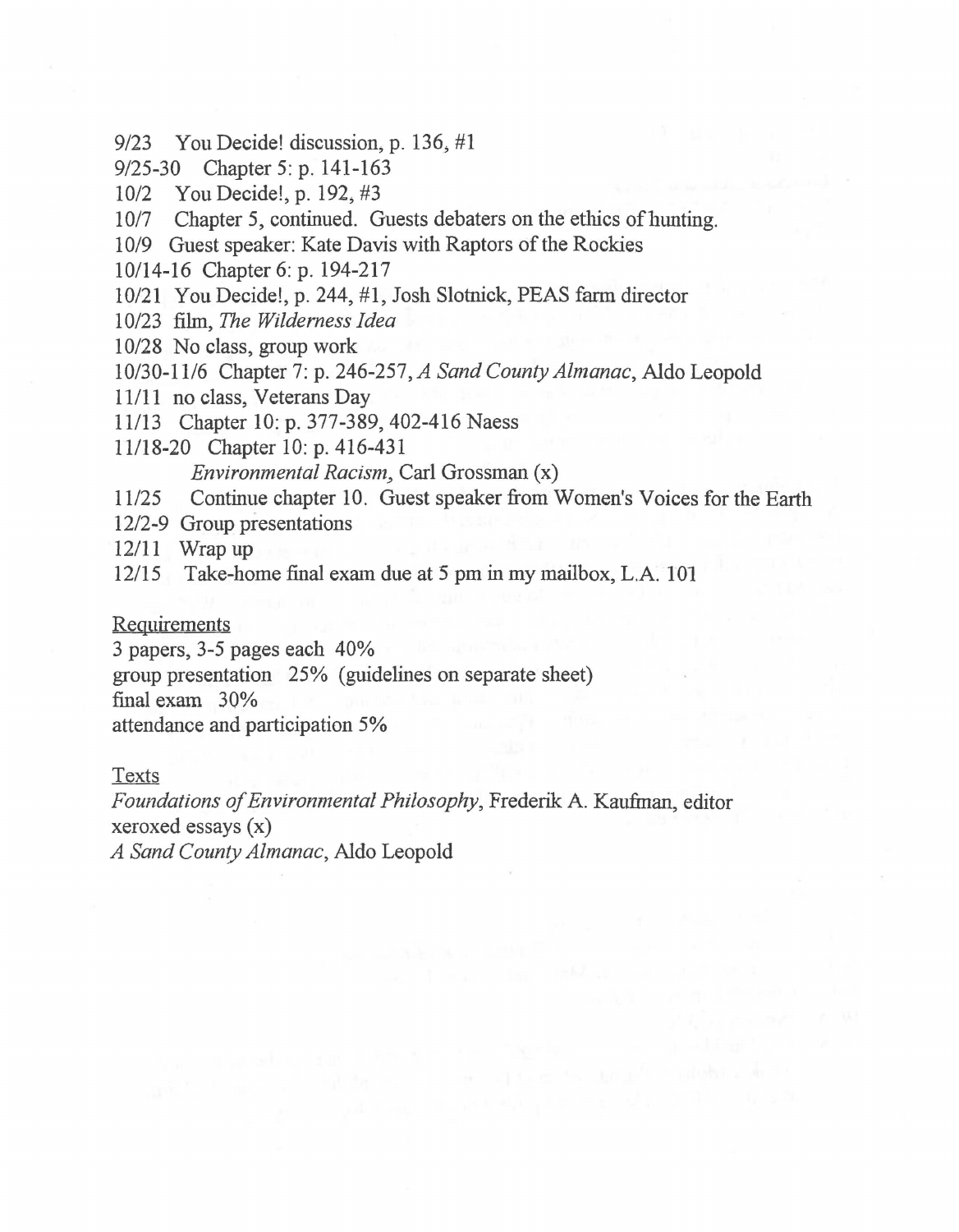9/23 You Decide! discussion, p. 136, #1

9/25-30 Chapter 5: p. 141-163

10/2 You Decide!, p. 192, #3

10/7 Chapter 5, continued. Guests debaters on the ethics of hunting.

10/9 Guest speaker: Kate Davis with Raptors of the Rockies

10/14-16 Chapter 6: p. 194-217

10/21 You Decide!, p. 244, #1, Josh Slotnick, PEAS farm director

10/23 film, *The Wilderness Idea*

10/28 No class, group work

10/30-11/6 Chapter 7: p. 246-257, *A Sand County Almanac*, Aldo Leopold

11/11 no class, Veterans Day

11/13 Chapter 10: p. 377-389, 402-416 Naess

11/18-20 Chapter 10: p. 416-431

*Environmental Racism,* Carl Grossman (x)

11/25 Continue chapter 10. Guest speaker from Women's Voices for the Earth

12/2-9 Group presentations

12/11 Wrap up

12/15 Take-home final exam due at 5 pm in my mailbox, L.A. 101

<u>Requirements</u>

3 papers, 3-5 pages each 40%

group presentation 25% (guidelines on separate sheet)

final exam 30%

attendance and participation 5%

<u>Texts</u>

*Foundations of Environmental Philosophy*, Frederik A. Kaufman, editor

xeroxed essays (x)

*A Sand County Almanac*, Aldo Leopold